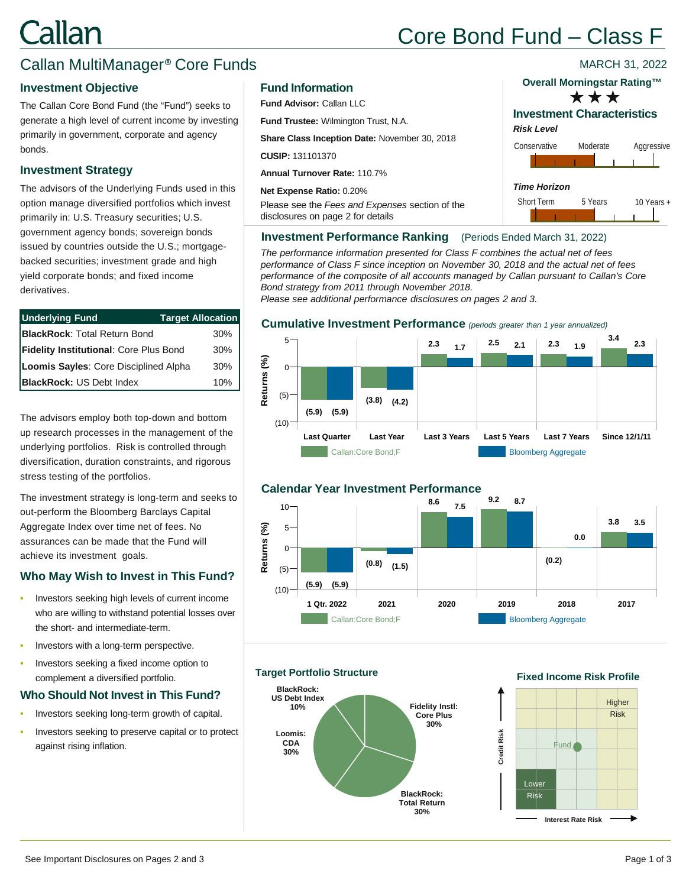# Callan — Core Bond Fund – Class F

## Callan MultiManager® Core Funds

MARCH 31, 2022

### Investment Objective

The Callan Core Bond Fund (the "Fund") seeks to generate a high level of current income by investing primarily in government, corporate and agency bonds.

### Investment Strategy

The advisors of the Underlying Funds used in this option manage diversified portfolios which invest primarily in: U.S. Treasury securities; U.S. government agency bonds; sovereign bonds issued by countries outside the U.S.; mortgage-backed securities; investment grade and high yield corporate bonds; and fixed income derivatives.

| Underlying Fund | Target Allocation |
|---|---|
| **BlackRock**: Total Return Bond | 30% |
| **Fidelity Institutional**: Core Plus Bond | 30% |
| **Loomis Sayles**: Core Disciplined Alpha | 30% |
| **BlackRock:** US Debt Index | 10% |

The advisors employ both top-down and bottom up research processes in the management of the underlying portfolios. Risk is controlled through diversification, duration constraints, and rigorous stress testing of the portfolios.

The investment strategy is long-term and seeks to out-perform the Bloomberg Barclays Capital Aggregate Index over time net of fees. No assurances can be made that the Fund will achieve its investment goals.

### Who May Wish to Invest in This Fund?

- Investors seeking high levels of current income who are willing to withstand potential losses over the short- and intermediate-term.
- Investors with a long-term perspective.
- Investors seeking a fixed income option to complement a diversified portfolio.

### Who Should Not Invest in This Fund?

- Investors seeking long-term growth of capital.
- Investors seeking to preserve capital or to protect against rising inflation.

### Fund Information

**Fund Advisor:** Callan LLC

**Fund Trustee:** Wilmington Trust, N.A.

**Share Class Inception Date:** November 30, 2018

**CUSIP:** 131101370

**Annual Turnover Rate:** 110.7%

**Net Expense Ratio:** 0.20%

Please see the *Fees and Expenses* section of the disclosures on page 2 for details

### Overall Morningstar Rating™

★★★

### Investment Characteristics

***Risk Level***

Conservative — Moderate — Aggressive

***Time Horizon***

Short Term — 5 Years — 10 Years +

### Investment Performance Ranking (Periods Ended March 31, 2022)

*The performance information presented for Class F combines the actual net of fees performance of Class F since inception on November 30, 2018 and the actual net of fees performance of the composite of all accounts managed by Callan pursuant to Callan's Core Bond strategy from 2011 through November 2018.*

*Please see additional performance disclosures on pages 2 and 3.*

### Cumulative Investment Performance *(periods greater than 1 year annualized)*

| Returns (%) | Last Quarter | Last Year | Last 3 Years | Last 5 Years | Last 7 Years | Since 12/1/11 |
|---|---|---|---|---|---|---|
| Callan:Core Bond;F | (5.9) | (3.8) | 2.3 | 2.5 | 2.3 | 3.4 |
| Bloomberg Aggregate | (5.9) | (4.2) | 1.7 | 2.1 | 1.9 | 2.3 |

### Calendar Year Investment Performance

| Returns (%) | 1 Qtr. 2022 | 2021 | 2020 | 2019 | 2018 | 2017 |
|---|---|---|---|---|---|---|
| Callan:Core Bond;F | (5.9) | (0.8) | 8.6 | 9.2 | (0.2) | 3.8 |
| Bloomberg Aggregate | (5.9) | (1.5) | 7.5 | 8.7 | 0.0 | 3.5 |

### Target Portfolio Structure

- BlackRock: US Debt Index 10%
- Fidelity Instl: Core Plus 30%
- BlackRock: Total Return 30%
- Loomis: CDA 30%

### Fixed Income Risk Profile

Credit Risk (vertical axis) / Interest Rate Risk (horizontal axis): Lower Risk, Fund, Higher Risk

See Important Disclosures on Pages 2 and 3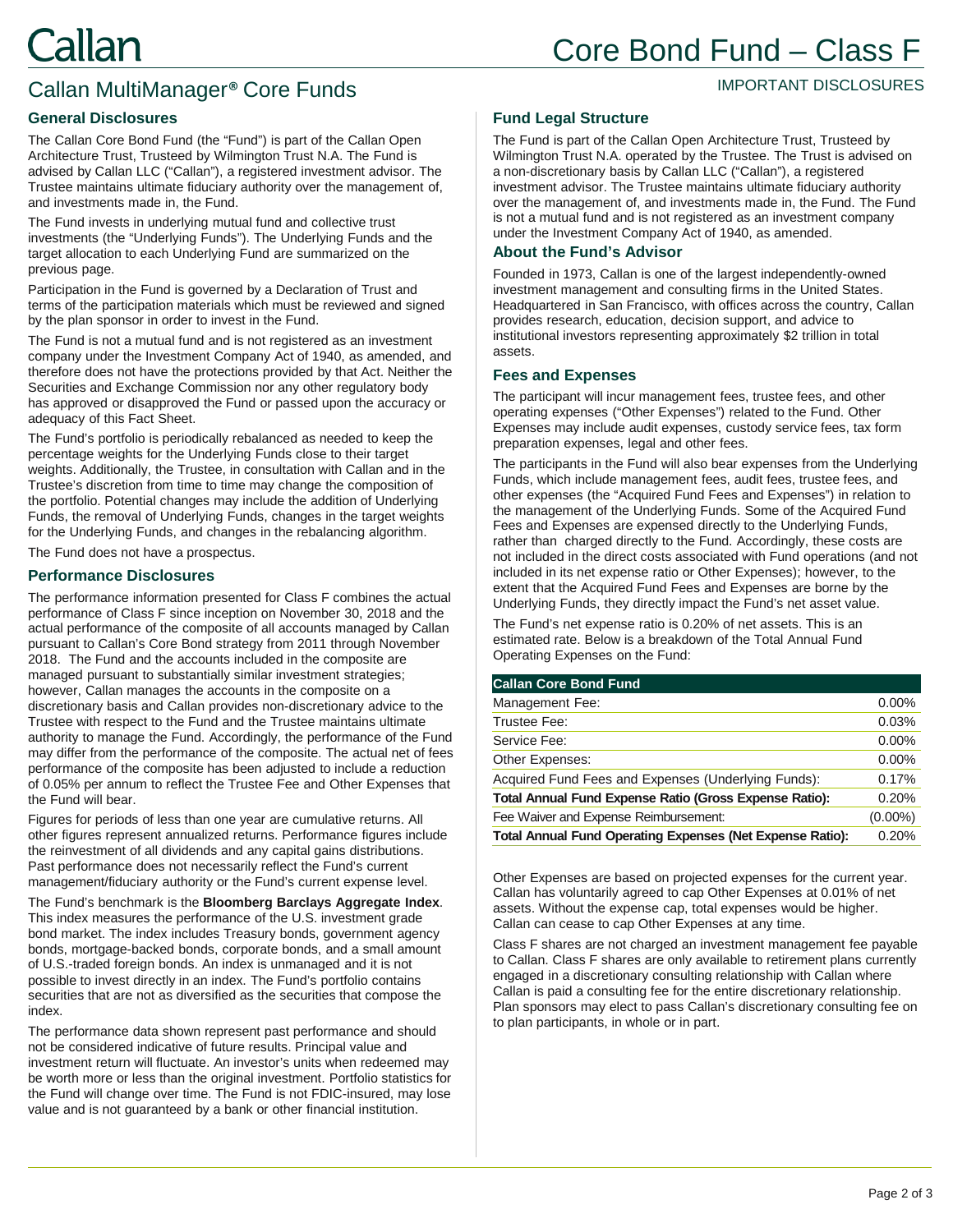# Core Bond Fund – Class F

## Callan MultiManager® Core Funds

IMPORTANT DISCLOSURES

### General Disclosures

The Callan Core Bond Fund (the "Fund") is part of the Callan Open Architecture Trust, Trusteed by Wilmington Trust N.A. The Fund is advised by Callan LLC ("Callan"), a registered investment advisor. The Trustee maintains ultimate fiduciary authority over the management of, and investments made in, the Fund.

The Fund invests in underlying mutual fund and collective trust investments (the "Underlying Funds"). The Underlying Funds and the target allocation to each Underlying Fund are summarized on the previous page.

Participation in the Fund is governed by a Declaration of Trust and terms of the participation materials which must be reviewed and signed by the plan sponsor in order to invest in the Fund.

The Fund is not a mutual fund and is not registered as an investment company under the Investment Company Act of 1940, as amended, and therefore does not have the protections provided by that Act. Neither the Securities and Exchange Commission nor any other regulatory body has approved or disapproved the Fund or passed upon the accuracy or adequacy of this Fact Sheet.

The Fund's portfolio is periodically rebalanced as needed to keep the percentage weights for the Underlying Funds close to their target weights. Additionally, the Trustee, in consultation with Callan and in the Trustee's discretion from time to time may change the composition of the portfolio. Potential changes may include the addition of Underlying Funds, the removal of Underlying Funds, changes in the target weights for the Underlying Funds, and changes in the rebalancing algorithm.

The Fund does not have a prospectus.

### Performance Disclosures

The performance information presented for Class F combines the actual performance of Class F since inception on November 30, 2018 and the actual performance of the composite of all accounts managed by Callan pursuant to Callan's Core Bond strategy from 2011 through November 2018. The Fund and the accounts included in the composite are managed pursuant to substantially similar investment strategies; however, Callan manages the accounts in the composite on a discretionary basis and Callan provides non-discretionary advice to the Trustee with respect to the Fund and the Trustee maintains ultimate authority to manage the Fund. Accordingly, the performance of the Fund may differ from the performance of the composite. The actual net of fees performance of the composite has been adjusted to include a reduction of 0.05% per annum to reflect the Trustee Fee and Other Expenses that the Fund will bear.

Figures for periods of less than one year are cumulative returns. All other figures represent annualized returns. Performance figures include the reinvestment of all dividends and any capital gains distributions. Past performance does not necessarily reflect the Fund's current management/fiduciary authority or the Fund's current expense level.

The Fund's benchmark is the **Bloomberg Barclays Aggregate Index**. This index measures the performance of the U.S. investment grade bond market. The index includes Treasury bonds, government agency bonds, mortgage-backed bonds, corporate bonds, and a small amount of U.S.-traded foreign bonds. An index is unmanaged and it is not possible to invest directly in an index. The Fund's portfolio contains securities that are not as diversified as the securities that compose the index.

The performance data shown represent past performance and should not be considered indicative of future results. Principal value and investment return will fluctuate. An investor's units when redeemed may be worth more or less than the original investment. Portfolio statistics for the Fund will change over time. The Fund is not FDIC-insured, may lose value and is not guaranteed by a bank or other financial institution.

### Fund Legal Structure

The Fund is part of the Callan Open Architecture Trust, Trusteed by Wilmington Trust N.A. operated by the Trustee. The Trust is advised on a non-discretionary basis by Callan LLC ("Callan"), a registered investment advisor. The Trustee maintains ultimate fiduciary authority over the management of, and investments made in, the Fund. The Fund is not a mutual fund and is not registered as an investment company under the Investment Company Act of 1940, as amended.

### About the Fund's Advisor

Founded in 1973, Callan is one of the largest independently-owned investment management and consulting firms in the United States. Headquartered in San Francisco, with offices across the country, Callan provides research, education, decision support, and advice to institutional investors representing approximately $2 trillion in total assets.

### Fees and Expenses

The participant will incur management fees, trustee fees, and other operating expenses ("Other Expenses") related to the Fund. Other Expenses may include audit expenses, custody service fees, tax form preparation expenses, legal and other fees.

The participants in the Fund will also bear expenses from the Underlying Funds, which include management fees, audit fees, trustee fees, and other expenses (the "Acquired Fund Fees and Expenses") in relation to the management of the Underlying Funds. Some of the Acquired Fund Fees and Expenses are expensed directly to the Underlying Funds, rather than charged directly to the Fund. Accordingly, these costs are not included in the direct costs associated with Fund operations (and not included in its net expense ratio or Other Expenses); however, to the extent that the Acquired Fund Fees and Expenses are borne by the Underlying Funds, they directly impact the Fund's net asset value.

The Fund's net expense ratio is 0.20% of net assets. This is an estimated rate. Below is a breakdown of the Total Annual Fund Operating Expenses on the Fund:

| Callan Core Bond Fund | |
|---|---|
| Management Fee: | 0.00% |
| Trustee Fee: | 0.03% |
| Service Fee: | 0.00% |
| Other Expenses: | 0.00% |
| Acquired Fund Fees and Expenses (Underlying Funds): | 0.17% |
| **Total Annual Fund Expense Ratio (Gross Expense Ratio):** | 0.20% |
| Fee Waiver and Expense Reimbursement: | (0.00%) |
| **Total Annual Fund Operating Expenses (Net Expense Ratio):** | 0.20% |

Other Expenses are based on projected expenses for the current year. Callan has voluntarily agreed to cap Other Expenses at 0.01% of net assets. Without the expense cap, total expenses would be higher. Callan can cease to cap Other Expenses at any time.

Class F shares are not charged an investment management fee payable to Callan. Class F shares are only available to retirement plans currently engaged in a discretionary consulting relationship with Callan where Callan is paid a consulting fee for the entire discretionary relationship. Plan sponsors may elect to pass Callan's discretionary consulting fee on to plan participants, in whole or in part.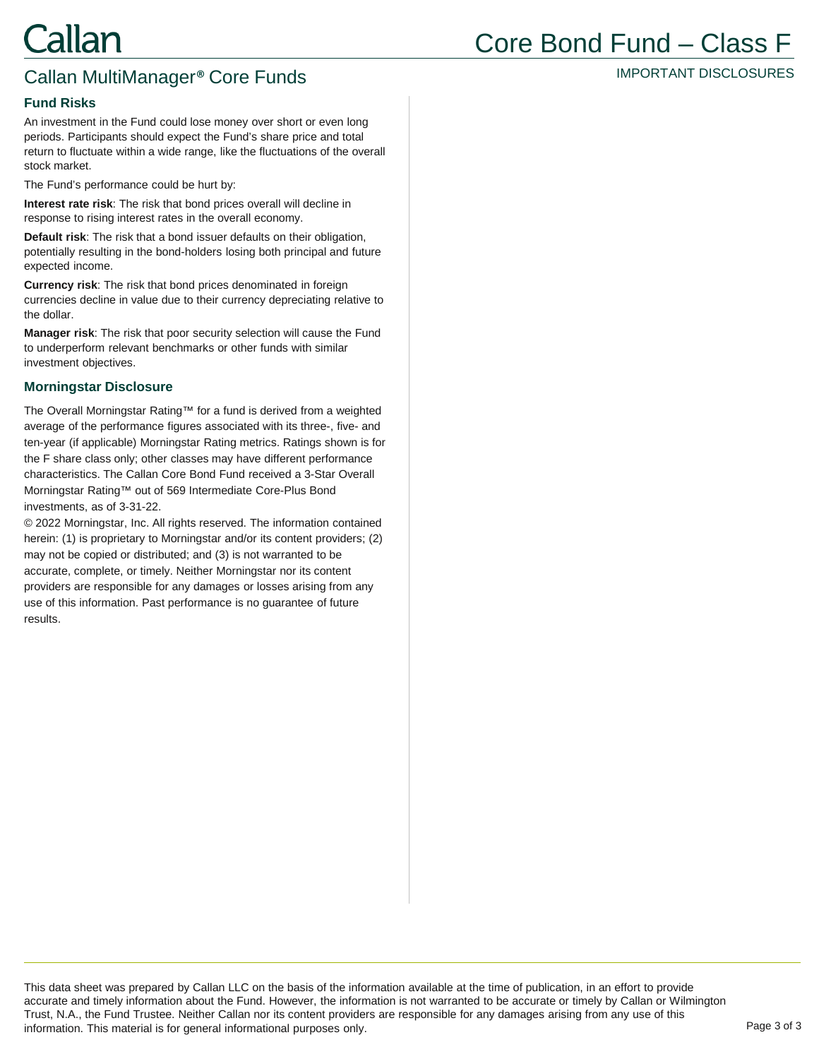# Core Bond Fund – Class F

## Callan MultiManager® Core Funds

IMPORTANT DISCLOSURES

### Fund Risks

An investment in the Fund could lose money over short or even long periods. Participants should expect the Fund's share price and total return to fluctuate within a wide range, like the fluctuations of the overall stock market.

The Fund's performance could be hurt by:

**Interest rate risk**: The risk that bond prices overall will decline in response to rising interest rates in the overall economy.

**Default risk**: The risk that a bond issuer defaults on their obligation, potentially resulting in the bond-holders losing both principal and future expected income.

**Currency risk**: The risk that bond prices denominated in foreign currencies decline in value due to their currency depreciating relative to the dollar.

**Manager risk**: The risk that poor security selection will cause the Fund to underperform relevant benchmarks or other funds with similar investment objectives.

### Morningstar Disclosure

The Overall Morningstar Rating™ for a fund is derived from a weighted average of the performance figures associated with its three-, five- and ten-year (if applicable) Morningstar Rating metrics. Ratings shown is for the F share class only; other classes may have different performance characteristics. The Callan Core Bond Fund received a 3-Star Overall Morningstar Rating™ out of 569 Intermediate Core-Plus Bond investments, as of 3-31-22.

© 2022 Morningstar, Inc. All rights reserved. The information contained herein: (1) is proprietary to Morningstar and/or its content providers; (2) may not be copied or distributed; and (3) is not warranted to be accurate, complete, or timely. Neither Morningstar nor its content providers are responsible for any damages or losses arising from any use of this information. Past performance is no guarantee of future results.

This data sheet was prepared by Callan LLC on the basis of the information available at the time of publication, in an effort to provide accurate and timely information about the Fund. However, the information is not warranted to be accurate or timely by Callan or Wilmington Trust, N.A., the Fund Trustee. Neither Callan nor its content providers are responsible for any damages arising from any use of this information. This material is for general informational purposes only.